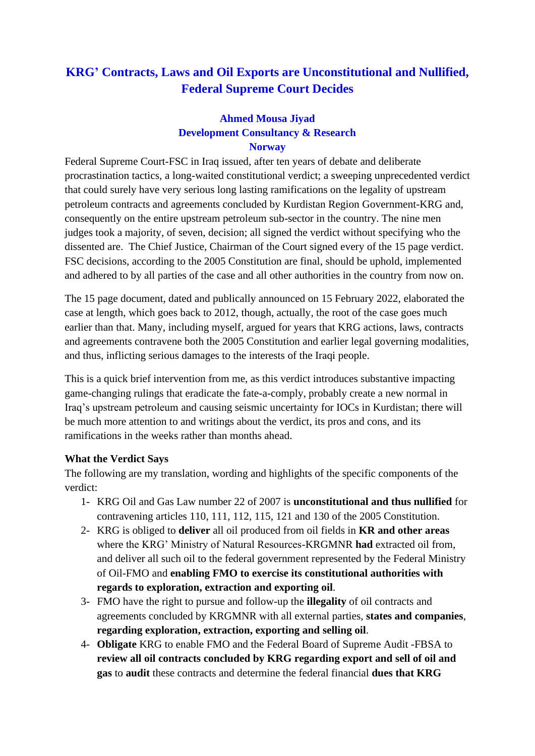# KRG' Contracts, Laws and Oil Exports are Unconstitutional and Nullified, Federal Supreme Court Decides

**Ahmed Mousa Jiyad**
**Development Consultancy & Research**
**Norway**

Federal Supreme Court-FSC in Iraq issued, after ten years of debate and deliberate procrastination tactics, a long-waited constitutional verdict; a sweeping unprecedented verdict that could surely have very serious long lasting ramifications on the legality of upstream petroleum contracts and agreements concluded by Kurdistan Region Government-KRG and, consequently on the entire upstream petroleum sub-sector in the country. The nine men judges took a majority, of seven, decision; all signed the verdict without specifying who the dissented are. The Chief Justice, Chairman of the Court signed every of the 15 page verdict. FSC decisions, according to the 2005 Constitution are final, should be uphold, implemented and adhered to by all parties of the case and all other authorities in the country from now on.

The 15 page document, dated and publically announced on 15 February 2022, elaborated the case at length, which goes back to 2012, though, actually, the root of the case goes much earlier than that. Many, including myself, argued for years that KRG actions, laws, contracts and agreements contravene both the 2005 Constitution and earlier legal governing modalities, and thus, inflicting serious damages to the interests of the Iraqi people.

This is a quick brief intervention from me, as this verdict introduces substantive impacting game-changing rulings that eradicate the fate-a-comply, probably create a new normal in Iraq's upstream petroleum and causing seismic uncertainty for IOCs in Kurdistan; there will be much more attention to and writings about the verdict, its pros and cons, and its ramifications in the weeks rather than months ahead.

**What the Verdict Says**

The following are my translation, wording and highlights of the specific components of the verdict:

1- KRG Oil and Gas Law number 22 of 2007 is **unconstitutional and thus nullified** for contravening articles 110, 111, 112, 115, 121 and 130 of the 2005 Constitution.

2- KRG is obliged to **deliver** all oil produced from oil fields in **KR and other areas** where the KRG' Ministry of Natural Resources-KRGMNR **had** extracted oil from, and deliver all such oil to the federal government represented by the Federal Ministry of Oil-FMO and **enabling FMO to exercise its constitutional authorities with regards to exploration, extraction and exporting oil**.

3- FMO have the right to pursue and follow-up the **illegality** of oil contracts and agreements concluded by KRGMNR with all external parties, **states and companies**, **regarding exploration, extraction, exporting and selling oil**.

4- **Obligate** KRG to enable FMO and the Federal Board of Supreme Audit -FBSA to **review all oil contracts concluded by KRG regarding export and sell of oil and gas** to **audit** these contracts and determine the federal financial **dues that KRG**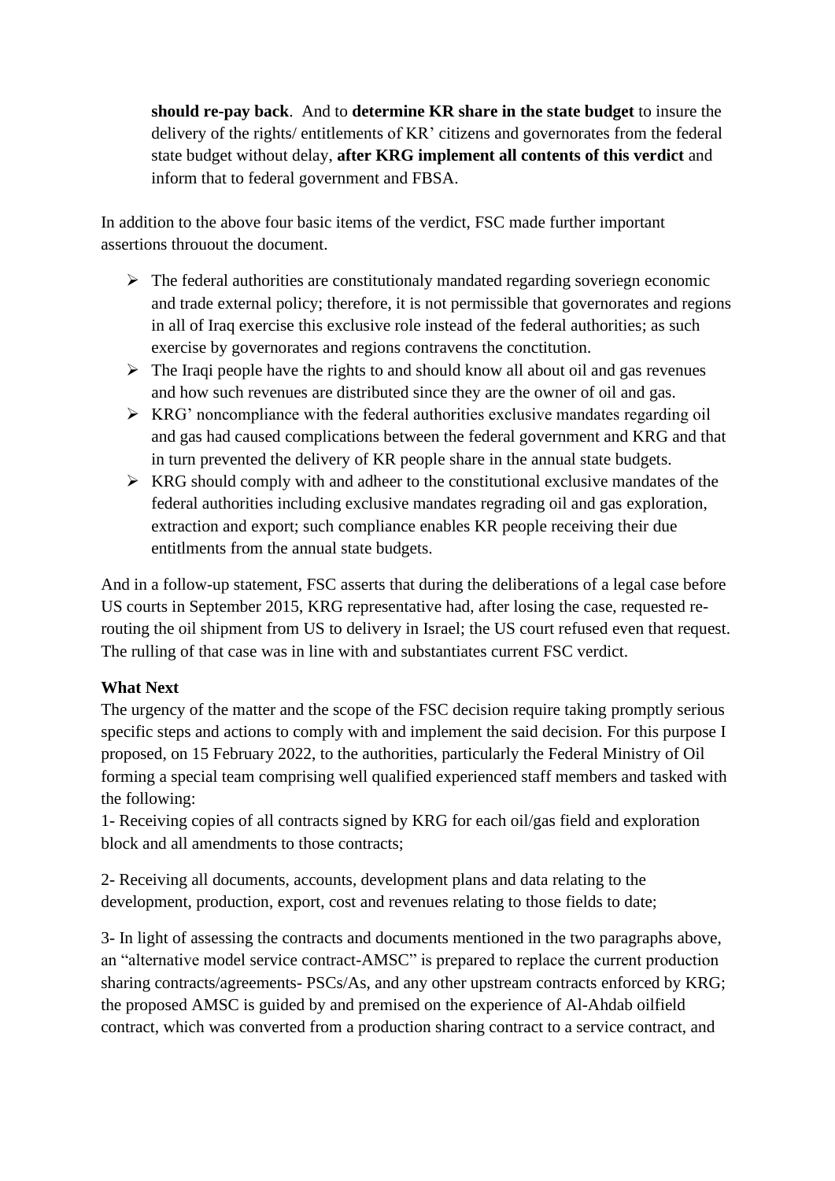should re-pay back. And to **determine KR share in the state budget** to insure the delivery of the rights/ entitlements of KR' citizens and governorates from the federal state budget without delay, **after KRG implement all contents of this verdict** and inform that to federal government and FBSA.

In addition to the above four basic items of the verdict, FSC made further important assertions throuout the document.

- The federal authorities are constitutionaly mandated regarding soveriegn economic and trade external policy; therefore, it is not permissible that governorates and regions in all of Iraq exercise this exclusive role instead of the federal authorities; as such exercise by governorates and regions contravens the conctitution.
- The Iraqi people have the rights to and should know all about oil and gas revenues and how such revenues are distributed since they are the owner of oil and gas.
- KRG' noncompliance with the federal authorities exclusive mandates regarding oil and gas had caused complications between the federal government and KRG and that in turn prevented the delivery of KR people share in the annual state budgets.
- KRG should comply with and adheer to the constitutional exclusive mandates of the federal authorities including exclusive mandates regrading oil and gas exploration, extraction and export; such compliance enables KR people receiving their due entitlments from the annual state budgets.

And in a follow-up statement, FSC asserts that during the deliberations of a legal case before US courts in September 2015, KRG representative had, after losing the case, requested re-routing the oil shipment from US to delivery in Israel; the US court refused even that request. The rulling of that case was in line with and substantiates current FSC verdict.

**What Next**

The urgency of the matter and the scope of the FSC decision require taking promptly serious specific steps and actions to comply with and implement the said decision. For this purpose I proposed, on 15 February 2022, to the authorities, particularly the Federal Ministry of Oil forming a special team comprising well qualified experienced staff members and tasked with the following:

1- Receiving copies of all contracts signed by KRG for each oil/gas field and exploration block and all amendments to those contracts;

2- Receiving all documents, accounts, development plans and data relating to the development, production, export, cost and revenues relating to those fields to date;

3- In light of assessing the contracts and documents mentioned in the two paragraphs above, an "alternative model service contract-AMSC" is prepared to replace the current production sharing contracts/agreements- PSCs/As, and any other upstream contracts enforced by KRG; the proposed AMSC is guided by and premised on the experience of Al-Ahdab oilfield contract, which was converted from a production sharing contract to a service contract, and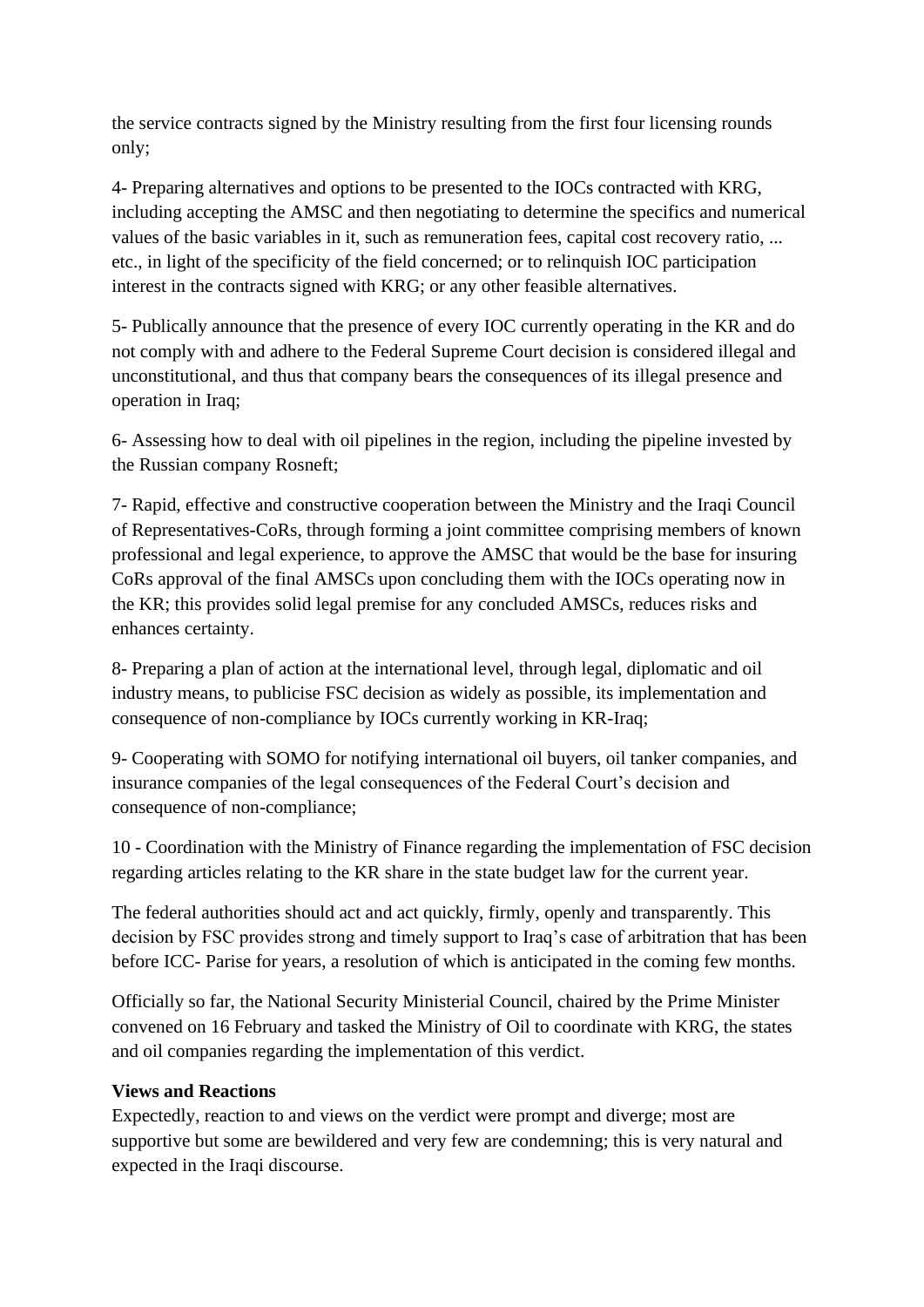the service contracts signed by the Ministry resulting from the first four licensing rounds only;

4- Preparing alternatives and options to be presented to the IOCs contracted with KRG, including accepting the AMSC and then negotiating to determine the specifics and numerical values of the basic variables in it, such as remuneration fees, capital cost recovery ratio, ... etc., in light of the specificity of the field concerned; or to relinquish IOC participation interest in the contracts signed with KRG; or any other feasible alternatives.

5- Publically announce that the presence of every IOC currently operating in the KR and do not comply with and adhere to the Federal Supreme Court decision is considered illegal and unconstitutional, and thus that company bears the consequences of its illegal presence and operation in Iraq;

6- Assessing how to deal with oil pipelines in the region, including the pipeline invested by the Russian company Rosneft;

7- Rapid, effective and constructive cooperation between the Ministry and the Iraqi Council of Representatives-CoRs, through forming a joint committee comprising members of known professional and legal experience, to approve the AMSC that would be the base for insuring CoRs approval of the final AMSCs upon concluding them with the IOCs operating now in the KR; this provides solid legal premise for any concluded AMSCs, reduces risks and enhances certainty.

8- Preparing a plan of action at the international level, through legal, diplomatic and oil industry means, to publicise FSC decision as widely as possible, its implementation and consequence of non-compliance by IOCs currently working in KR-Iraq;

9- Cooperating with SOMO for notifying international oil buyers, oil tanker companies, and insurance companies of the legal consequences of the Federal Court's decision and consequence of non-compliance;

10 - Coordination with the Ministry of Finance regarding the implementation of FSC decision regarding articles relating to the KR share in the state budget law for the current year.

The federal authorities should act and act quickly, firmly, openly and transparently. This decision by FSC provides strong and timely support to Iraq's case of arbitration that has been before ICC- Parise for years, a resolution of which is anticipated in the coming few months.

Officially so far, the National Security Ministerial Council, chaired by the Prime Minister convened on 16 February and tasked the Ministry of Oil to coordinate with KRG, the states and oil companies regarding the implementation of this verdict.

**Views and Reactions**

Expectedly, reaction to and views on the verdict were prompt and diverge; most are supportive but some are bewildered and very few are condemning; this is very natural and expected in the Iraqi discourse.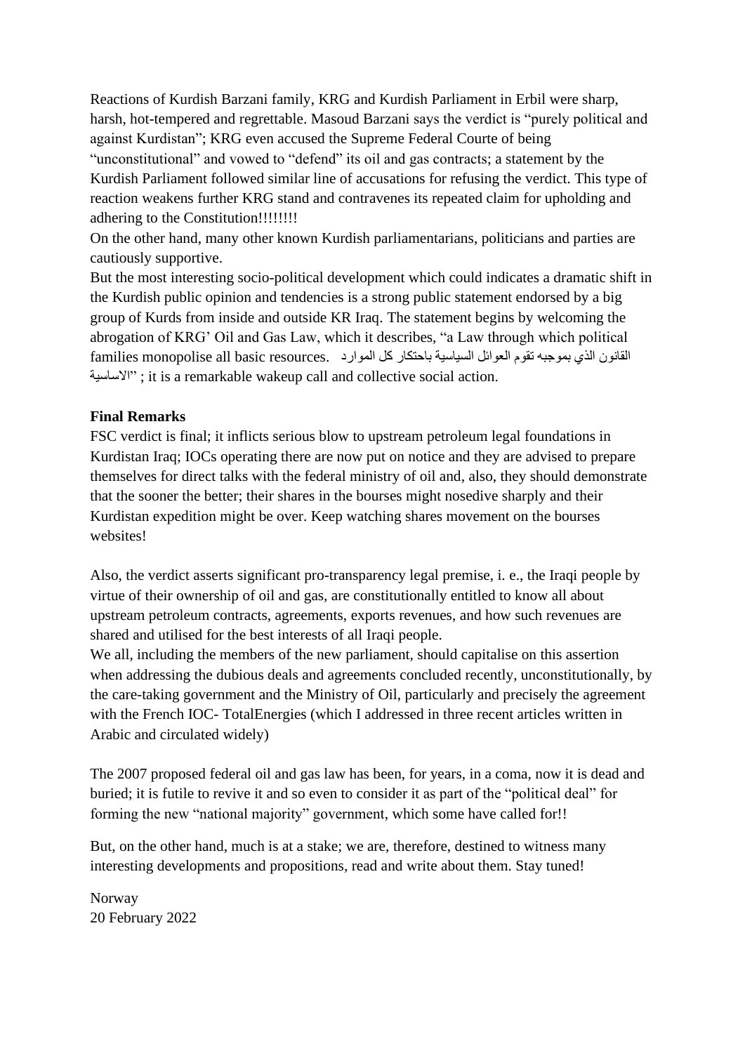Reactions of Kurdish Barzani family, KRG and Kurdish Parliament in Erbil were sharp, harsh, hot-tempered and regrettable. Masoud Barzani says the verdict is "purely political and against Kurdistan"; KRG even accused the Supreme Federal Courte of being "unconstitutional" and vowed to "defend" its oil and gas contracts; a statement by the Kurdish Parliament followed similar line of accusations for refusing the verdict. This type of reaction weakens further KRG stand and contravenes its repeated claim for upholding and adhering to the Constitution!!!!!!!!

On the other hand, many other known Kurdish parliamentarians, politicians and parties are cautiously supportive.

But the most interesting socio-political development which could indicates a dramatic shift in the Kurdish public opinion and tendencies is a strong public statement endorsed by a big group of Kurds from inside and outside KR Iraq. The statement begins by welcoming the abrogation of KRG' Oil and Gas Law, which it describes, "a Law through which political families monopolise all basic resources. القانون الذي بموجبه تقوم العوائل السياسية باحتكار كل الموارد الاساسية" ; it is a remarkable wakeup call and collective social action.

**Final Remarks**

FSC verdict is final; it inflicts serious blow to upstream petroleum legal foundations in Kurdistan Iraq; IOCs operating there are now put on notice and they are advised to prepare themselves for direct talks with the federal ministry of oil and, also, they should demonstrate that the sooner the better; their shares in the bourses might nosedive sharply and their Kurdistan expedition might be over. Keep watching shares movement on the bourses websites!

Also, the verdict asserts significant pro-transparency legal premise, i. e., the Iraqi people by virtue of their ownership of oil and gas, are constitutionally entitled to know all about upstream petroleum contracts, agreements, exports revenues, and how such revenues are shared and utilised for the best interests of all Iraqi people.

We all, including the members of the new parliament, should capitalise on this assertion when addressing the dubious deals and agreements concluded recently, unconstitutionally, by the care-taking government and the Ministry of Oil, particularly and precisely the agreement with the French IOC- TotalEnergies (which I addressed in three recent articles written in Arabic and circulated widely)

The 2007 proposed federal oil and gas law has been, for years, in a coma, now it is dead and buried; it is futile to revive it and so even to consider it as part of the "political deal" for forming the new "national majority" government, which some have called for!!

But, on the other hand, much is at a stake; we are, therefore, destined to witness many interesting developments and propositions, read and write about them. Stay tuned!

Norway
20 February 2022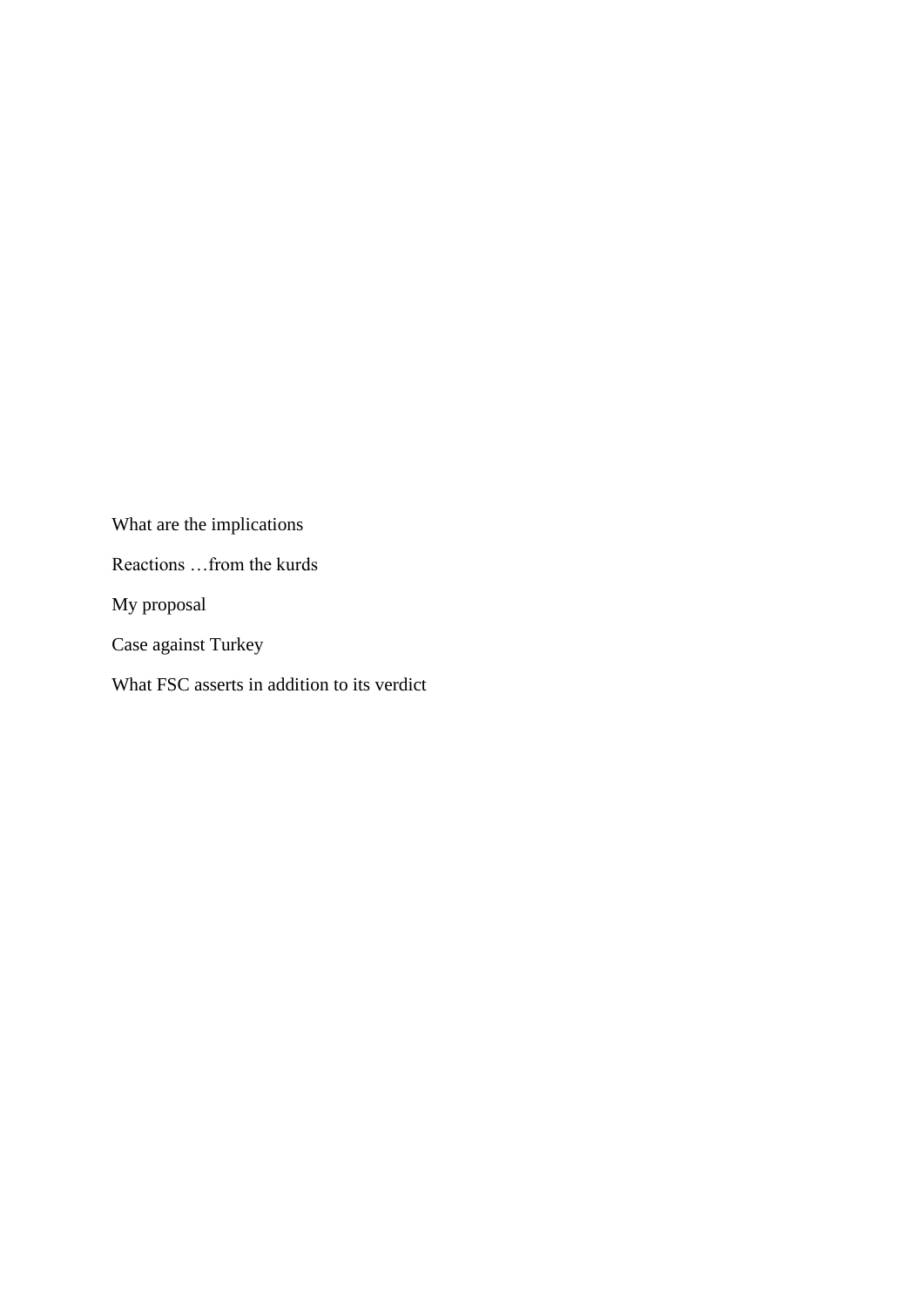What are the implications

Reactions …from the kurds

My proposal

Case against Turkey

What FSC asserts in addition to its verdict